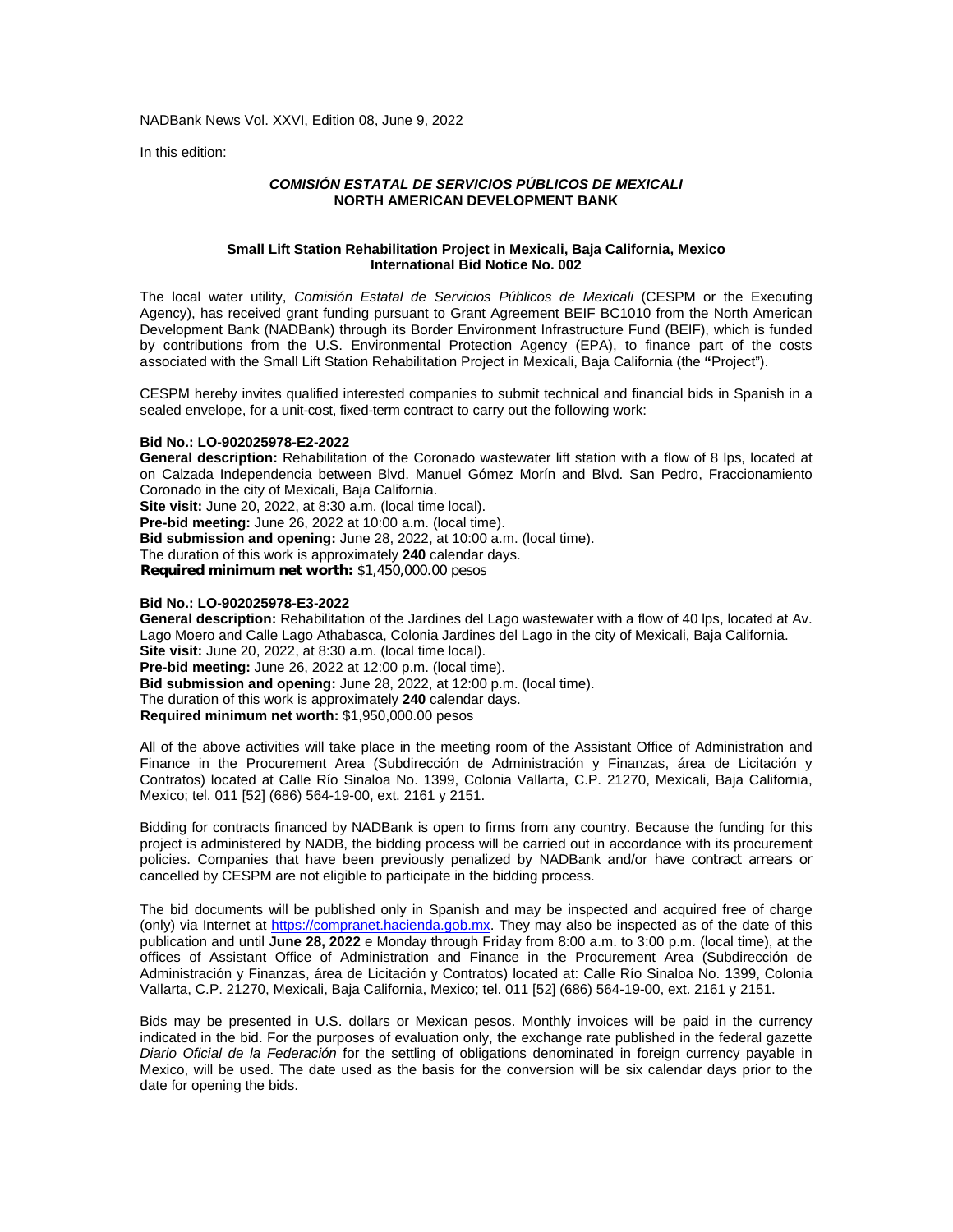NADBank News Vol. XXVI, Edition 08, June 9, 2022

In this edition:

### *COMISIÓN ESTATAL DE SERVICIOS PÚBLICOS DE MEXICALI*
### NORTH AMERICAN DEVELOPMENT BANK

#### Small Lift Station Rehabilitation Project in Mexicali, Baja California, Mexico
#### International Bid Notice No. 002

The local water utility, *Comisión Estatal de Servicios Públicos de Mexicali* (CESPM or the Executing Agency), has received grant funding pursuant to Grant Agreement BEIF BC1010 from the North American Development Bank (NADBank) through its Border Environment Infrastructure Fund (BEIF), which is funded by contributions from the U.S. Environmental Protection Agency (EPA), to finance part of the costs associated with the Small Lift Station Rehabilitation Project in Mexicali, Baja California (the **"**Project").

CESPM hereby invites qualified interested companies to submit technical and financial bids in Spanish in a sealed envelope, for a unit-cost, fixed-term contract to carry out the following work:

**Bid No.: LO-902025978-E2-2022**
**General description:** Rehabilitation of the Coronado wastewater lift station with a flow of 8 lps, located at on Calzada Independencia between Blvd. Manuel Gómez Morín and Blvd. San Pedro, Fraccionamiento Coronado in the city of Mexicali, Baja California.
**Site visit:** June 20, 2022, at 8:30 a.m. (local time local).
**Pre-bid meeting:** June 26, 2022 at 10:00 a.m. (local time).
**Bid submission and opening:** June 28, 2022, at 10:00 a.m. (local time).
The duration of this work is approximately **240** calendar days.
**Required minimum net worth:** $1,450,000.00 pesos

**Bid No.: LO-902025978-E3-2022**
**General description:** Rehabilitation of the Jardines del Lago wastewater with a flow of 40 lps, located at Av. Lago Moero and Calle Lago Athabasca, Colonia Jardines del Lago in the city of Mexicali, Baja California.
**Site visit:** June 20, 2022, at 8:30 a.m. (local time).
**Pre-bid meeting:** June 26, 2022 at 12:00 p.m. (local time).
**Bid submission and opening:** June 28, 2022, at 12:00 p.m. (local time).
The duration of this work is approximately **240** calendar days.
**Required minimum net worth:** $1,950,000.00 pesos

All of the above activities will take place in the meeting room of the Assistant Office of Administration and Finance in the Procurement Area (Subdirección de Administración y Finanzas, área de Licitación y Contratos) located at Calle Río Sinaloa No. 1399, Colonia Vallarta, C.P. 21270, Mexicali, Baja California, Mexico; tel. 011 [52] (686) 564-19-00, ext. 2161 y 2151.

Bidding for contracts financed by NADBank is open to firms from any country. Because the funding for this project is administered by NADB, the bidding process will be carried out in accordance with its procurement policies. Companies that have been previously penalized by NADBank and/or have contract arrears or cancelled by CESPM are not eligible to participate in the bidding process.

The bid documents will be published only in Spanish and may be inspected and acquired free of charge (only) via Internet at https://compranet.hacienda.gob.mx. They may also be inspected as of the date of this publication and until **June 28, 2022** e Monday through Friday from 8:00 a.m. to 3:00 p.m. (local time), at the offices of Assistant Office of Administration and Finance in the Procurement Area (Subdirección de Administración y Finanzas, área de Licitación y Contratos) located at: Calle Río Sinaloa No. 1399, Colonia Vallarta, C.P. 21270, Mexicali, Baja California, Mexico; tel. 011 [52] (686) 564-19-00, ext. 2161 y 2151.

Bids may be presented in U.S. dollars or Mexican pesos. Monthly invoices will be paid in the currency indicated in the bid. For the purposes of evaluation only, the exchange rate published in the federal gazette *Diario Oficial de la Federación* for the settling of obligations denominated in foreign currency payable in Mexico, will be used. The date used as the basis for the conversion will be six calendar days prior to the date for opening the bids.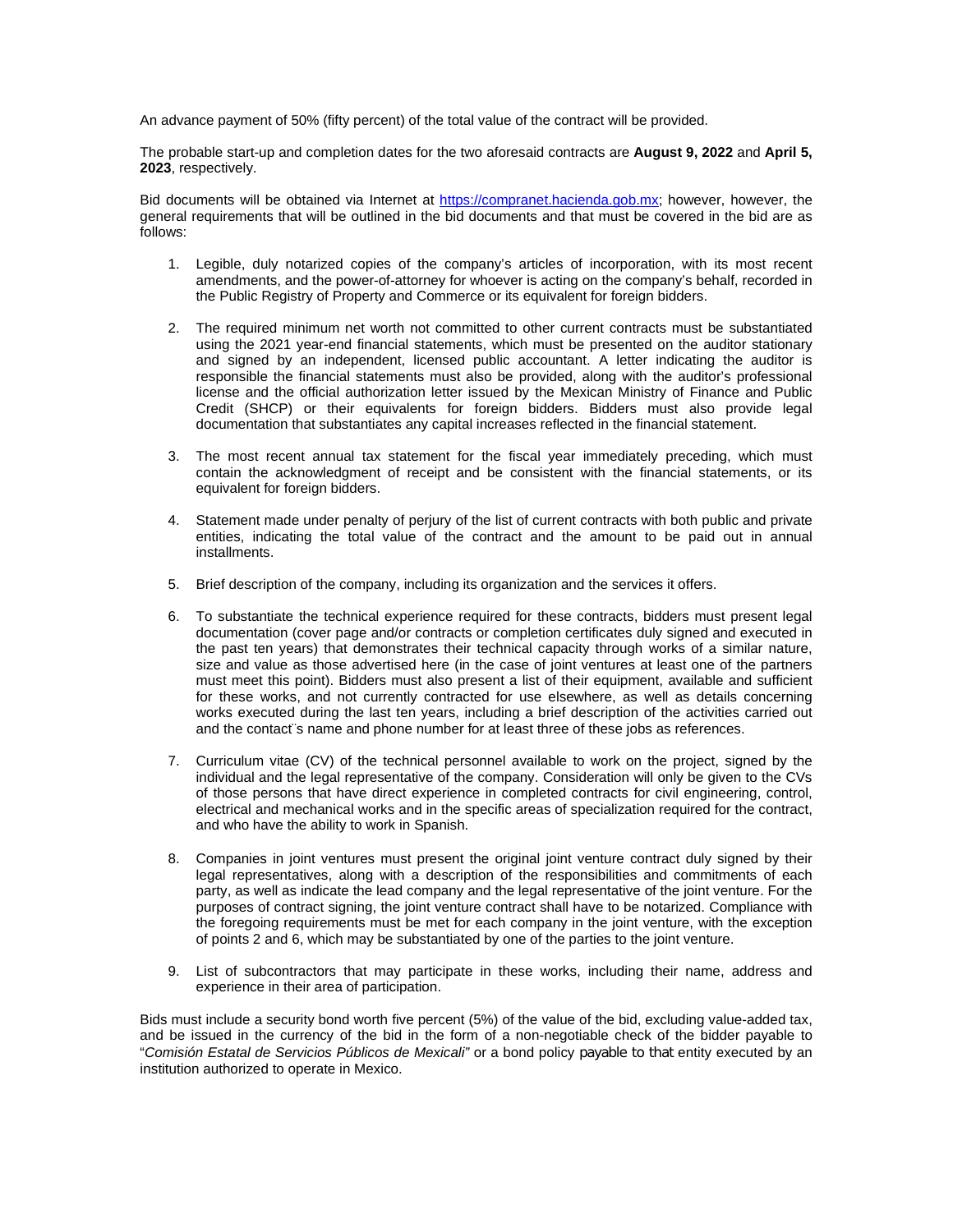An advance payment of 50% (fifty percent) of the total value of the contract will be provided.

The probable start-up and completion dates for the two aforesaid contracts are **August 9, 2022** and **April 5, 2023**, respectively.

Bid documents will be obtained via Internet at https://compranet.hacienda.gob.mx; however, however, the general requirements that will be outlined in the bid documents and that must be covered in the bid are as follows:

1. Legible, duly notarized copies of the company's articles of incorporation, with its most recent amendments, and the power-of-attorney for whoever is acting on the company's behalf, recorded in the Public Registry of Property and Commerce or its equivalent for foreign bidders.

2. The required minimum net worth not committed to other current contracts must be substantiated using the 2021 year-end financial statements, which must be presented on the auditor stationary and signed by an independent, licensed public accountant. A letter indicating the auditor is responsible the financial statements must also be provided, along with the auditor's professional license and the official authorization letter issued by the Mexican Ministry of Finance and Public Credit (SHCP) or their equivalents for foreign bidders. Bidders must also provide legal documentation that substantiates any capital increases reflected in the financial statement.

3. The most recent annual tax statement for the fiscal year immediately preceding, which must contain the acknowledgment of receipt and be consistent with the financial statements, or its equivalent for foreign bidders.

4. Statement made under penalty of perjury of the list of current contracts with both public and private entities, indicating the total value of the contract and the amount to be paid out in annual installments.

5. Brief description of the company, including its organization and the services it offers.

6. To substantiate the technical experience required for these contracts, bidders must present legal documentation (cover page and/or contracts or completion certificates duly signed and executed in the past ten years) that demonstrates their technical capacity through works of a similar nature, size and value as those advertised here (in the case of joint ventures at least one of the partners must meet this point). Bidders must also present a list of their equipment, available and sufficient for these works, and not currently contracted for use elsewhere, as well as details concerning works executed during the last ten years, including a brief description of the activities carried out and the contact¨s name and phone number for at least three of these jobs as references.

7. Curriculum vitae (CV) of the technical personnel available to work on the project, signed by the individual and the legal representative of the company. Consideration will only be given to the CVs of those persons that have direct experience in completed contracts for civil engineering, control, electrical and mechanical works and in the specific areas of specialization required for the contract, and who have the ability to work in Spanish.

8. Companies in joint ventures must present the original joint venture contract duly signed by their legal representatives, along with a description of the responsibilities and commitments of each party, as well as indicate the lead company and the legal representative of the joint venture. For the purposes of contract signing, the joint venture contract shall have to be notarized. Compliance with the foregoing requirements must be met for each company in the joint venture, with the exception of points 2 and 6, which may be substantiated by one of the parties to the joint venture.

9. List of subcontractors that may participate in these works, including their name, address and experience in their area of participation.

Bids must include a security bond worth five percent (5%) of the value of the bid, excluding value-added tax, and be issued in the currency of the bid in the form of a non-negotiable check of the bidder payable to "*Comisión Estatal de Servicios Públicos de Mexicali"* or a bond policy payable to that entity executed by an institution authorized to operate in Mexico.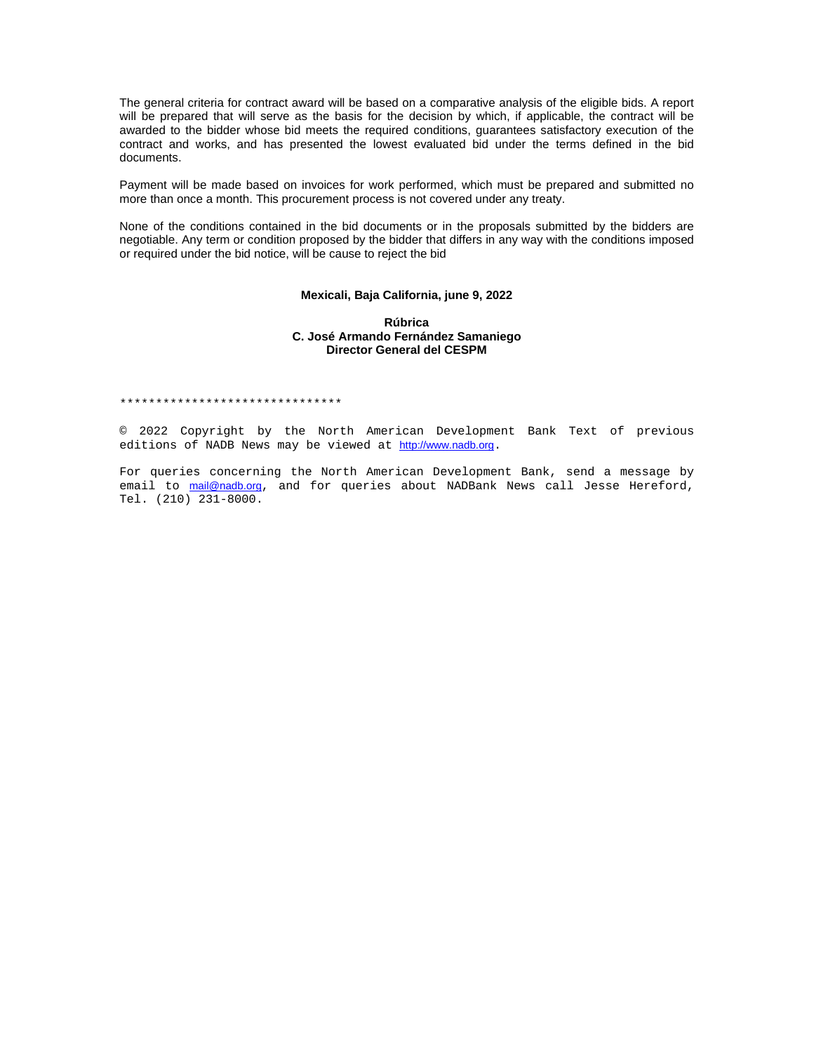The general criteria for contract award will be based on a comparative analysis of the eligible bids. A report will be prepared that will serve as the basis for the decision by which, if applicable, the contract will be awarded to the bidder whose bid meets the required conditions, guarantees satisfactory execution of the contract and works, and has presented the lowest evaluated bid under the terms defined in the bid documents.

Payment will be made based on invoices for work performed, which must be prepared and submitted no more than once a month. This procurement process is not covered under any treaty.

None of the conditions contained in the bid documents or in the proposals submitted by the bidders are negotiable. Any term or condition proposed by the bidder that differs in any way with the conditions imposed or required under the bid notice, will be cause to reject the bid

**Mexicali, Baja California, june 9, 2022**

**Rúbrica**
**C. José Armando Fernández Samaniego**
**Director General del CESPM**

*******************************

© 2022 Copyright by the North American Development Bank Text of previous editions of NADB News may be viewed at http://www.nadb.org.

For queries concerning the North American Development Bank, send a message by email to mail@nadb.org, and for queries about NADBank News call Jesse Hereford, Tel. (210) 231-8000.